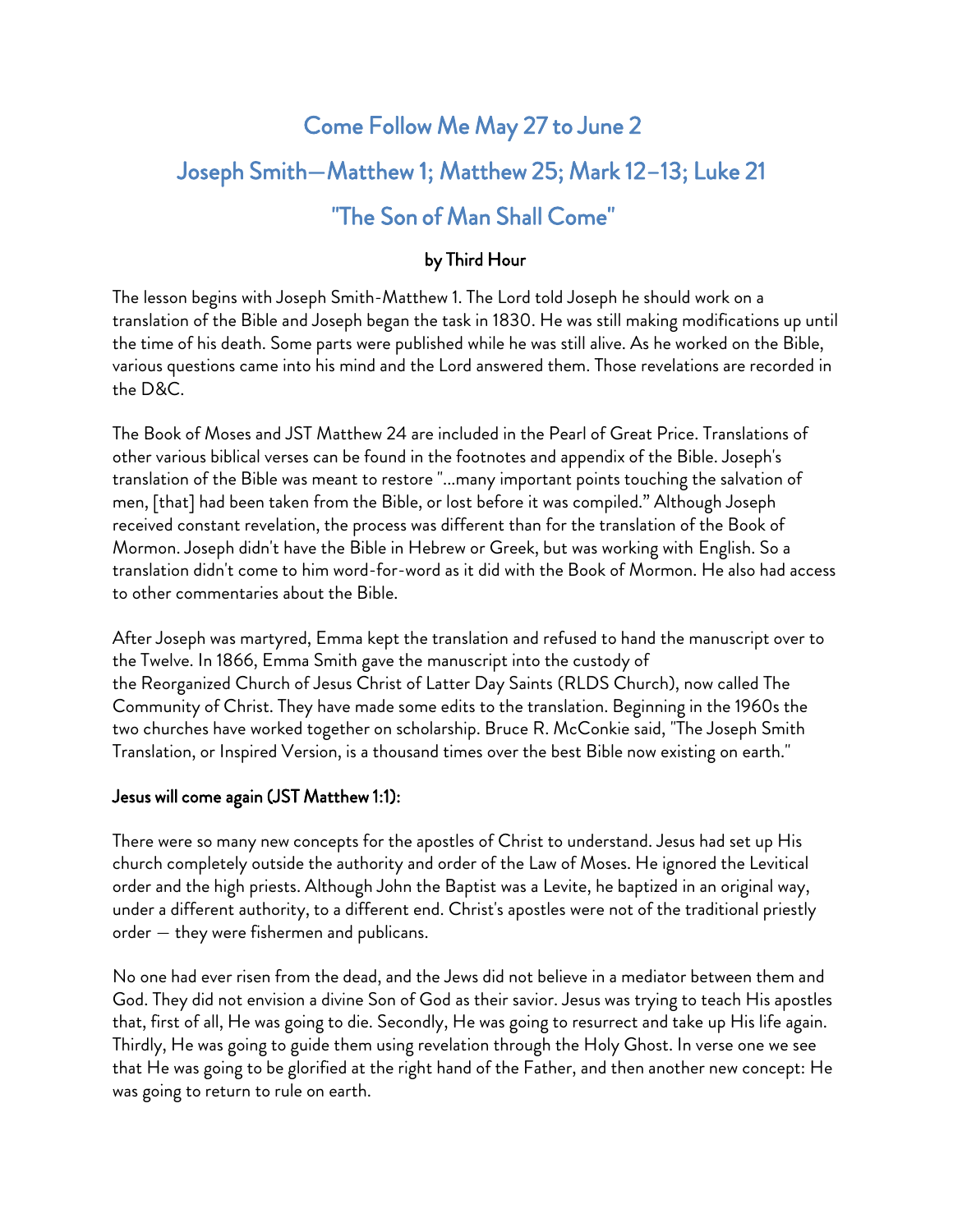# Come Follow Me May 27 to June 2

# Joseph Smith—Matthew 1; Matthew 25; Mark 12–13; Luke 21

# "The Son of Man Shall Come"

**by Third Hour**

The lesson begins with Joseph Smith-Matthew 1. The Lord told Joseph he should work on a translation of the Bible and Joseph began the task in 1830. He was still making modifications up until the time of his death. Some parts were published while he was still alive. As he worked on the Bible, various questions came into his mind and the Lord answered them. Those revelations are recorded in the D&C.

The Book of Moses and JST Matthew 24 are included in the Pearl of Great Price. Translations of other various biblical verses can be found in the footnotes and appendix of the Bible. Joseph's translation of the Bible was meant to restore "…many important points touching the salvation of men, [that] had been taken from the Bible, or lost before it was compiled." Although Joseph received constant revelation, the process was different than for the translation of the Book of Mormon. Joseph didn't have the Bible in Hebrew or Greek, but was working with English. So a translation didn't come to him word-for-word as it did with the Book of Mormon. He also had access to other commentaries about the Bible.

After Joseph was martyred, Emma kept the translation and refused to hand the manuscript over to the Twelve. In 1866, Emma Smith gave the manuscript into the custody of the Reorganized Church of Jesus Christ of Latter Day Saints (RLDS Church), now called The Community of Christ. They have made some edits to the translation. Beginning in the 1960s the two churches have worked together on scholarship. Bruce R. McConkie said, "The Joseph Smith Translation, or Inspired Version, is a thousand times over the best Bible now existing on earth."

**Jesus will come again (JST Matthew 1:1):**

There were so many new concepts for the apostles of Christ to understand. Jesus had set up His church completely outside the authority and order of the Law of Moses. He ignored the Levitical order and the high priests. Although John the Baptist was a Levite, he baptized in an original way, under a different authority, to a different end. Christ's apostles were not of the traditional priestly order — they were fishermen and publicans.

No one had ever risen from the dead, and the Jews did not believe in a mediator between them and God. They did not envision a divine Son of God as their savior. Jesus was trying to teach His apostles that, first of all, He was going to die. Secondly, He was going to resurrect and take up His life again. Thirdly, He was going to guide them using revelation through the Holy Ghost. In verse one we see that He was going to be glorified at the right hand of the Father, and then another new concept: He was going to return to rule on earth.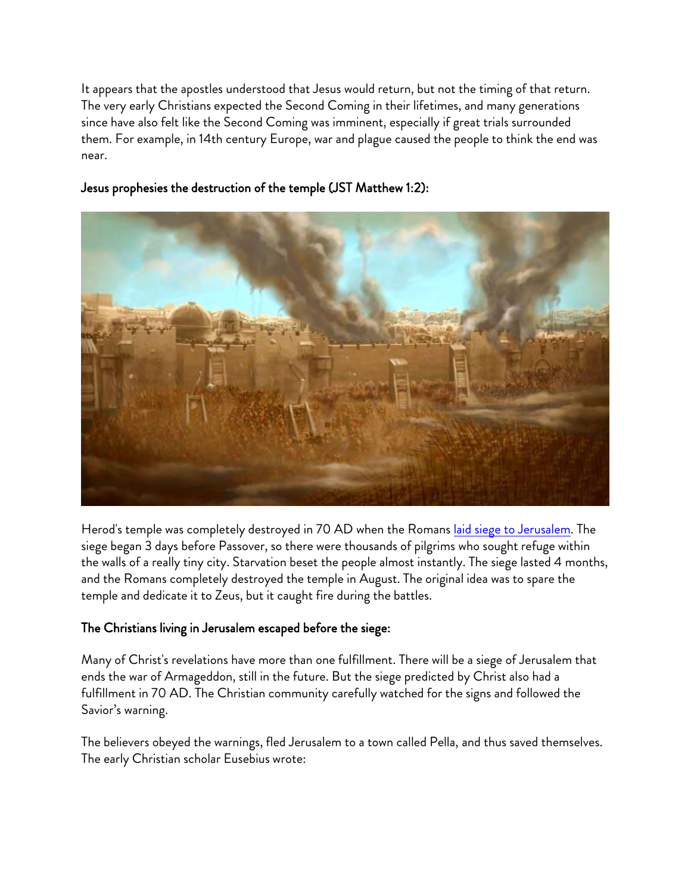It appears that the apostles understood that Jesus would return, but not the timing of that return. The very early Christians expected the Second Coming in their lifetimes, and many generations since have also felt like the Second Coming was imminent, especially if great trials surrounded them. For example, in 14th century Europe, war and plague caused the people to think the end was near.

### Jesus prophesies the destruction of the temple (JST Matthew 1:2):

Herod's temple was completely destroyed in 70 AD when the Romans [laid siege to Jerusalem](). The siege began 3 days before Passover, so there were thousands of pilgrims who sought refuge within the walls of a really tiny city. Starvation beset the people almost instantly. The siege lasted 4 months, and the Romans completely destroyed the temple in August. The original idea was to spare the temple and dedicate it to Zeus, but it caught fire during the battles.

### The Christians living in Jerusalem escaped before the siege:

Many of Christ's revelations have more than one fulfillment. There will be a siege of Jerusalem that ends the war of Armageddon, still in the future. But the siege predicted by Christ also had a fulfillment in 70 AD. The Christian community carefully watched for the signs and followed the Savior's warning.

The believers obeyed the warnings, fled Jerusalem to a town called Pella, and thus saved themselves. The early Christian scholar Eusebius wrote: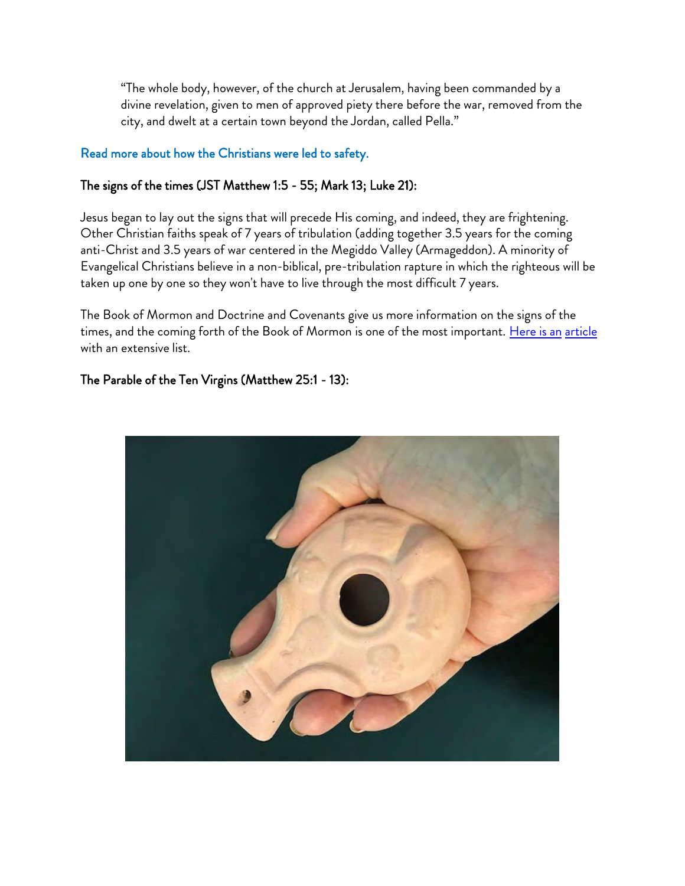"The whole body, however, of the church at Jerusalem, having been commanded by a divine revelation, given to men of approved piety there before the war, removed from the city, and dwelt at a certain town beyond the Jordan, called Pella."

Read more about how the Christians were led to safety.

**The signs of the times (JST Matthew 1:5 - 55; Mark 13; Luke 21):**

Jesus began to lay out the signs that will precede His coming, and indeed, they are frightening. Other Christian faiths speak of 7 years of tribulation (adding together 3.5 years for the coming anti-Christ and 3.5 years of war centered in the Megiddo Valley (Armageddon). A minority of Evangelical Christians believe in a non-biblical, pre-tribulation rapture in which the righteous will be taken up one by one so they won't have to live through the most difficult 7 years.

The Book of Mormon and Doctrine and Covenants give us more information on the signs of the times, and the coming forth of the Book of Mormon is one of the most important. Here is an article with an extensive list.

**The Parable of the Ten Virgins (Matthew 25:1 - 13):**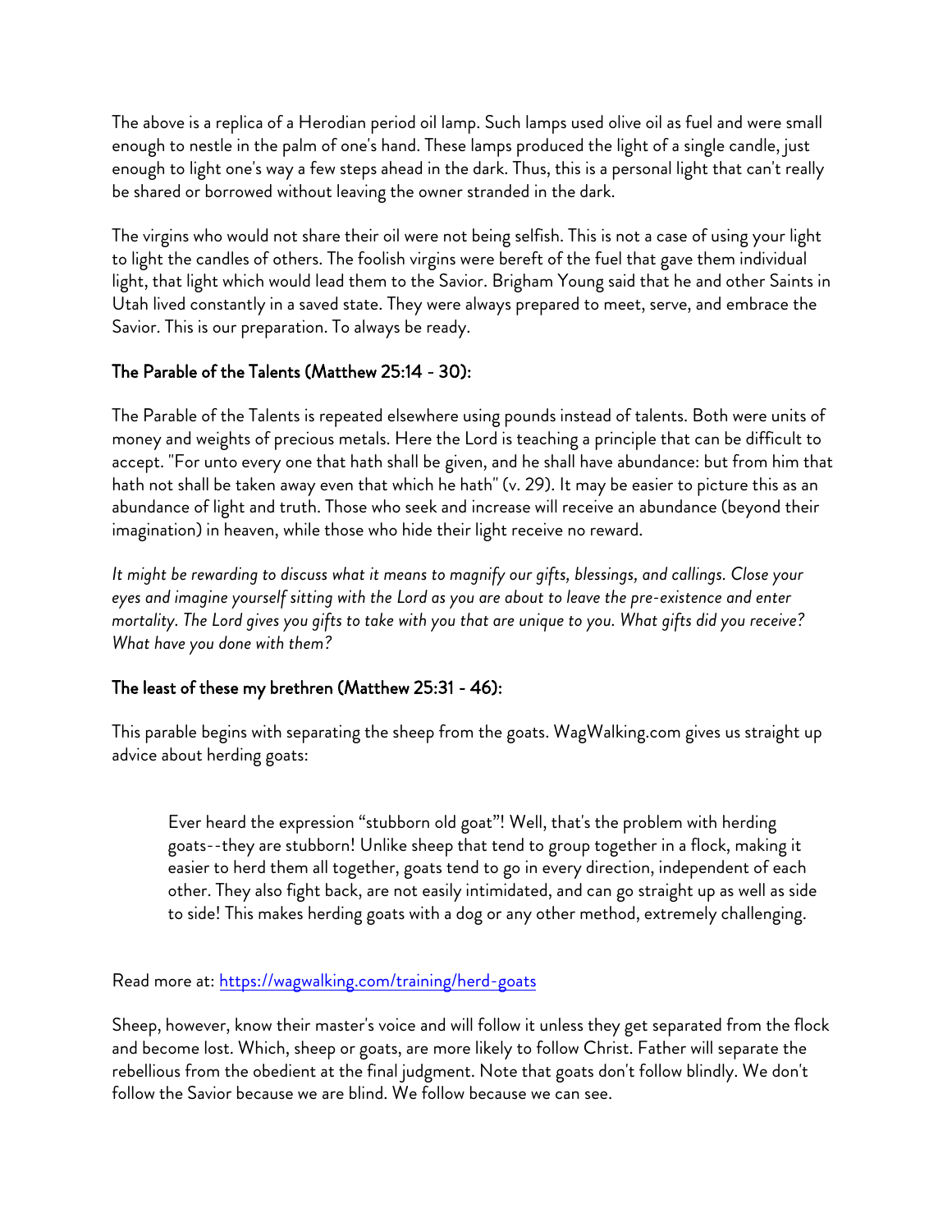The above is a replica of a Herodian period oil lamp. Such lamps used olive oil as fuel and were small enough to nestle in the palm of one's hand. These lamps produced the light of a single candle, just enough to light one's way a few steps ahead in the dark. Thus, this is a personal light that can't really be shared or borrowed without leaving the owner stranded in the dark.

The virgins who would not share their oil were not being selfish. This is not a case of using your light to light the candles of others. The foolish virgins were bereft of the fuel that gave them individual light, that light which would lead them to the Savior. Brigham Young said that he and other Saints in Utah lived constantly in a saved state. They were always prepared to meet, serve, and embrace the Savior. This is our preparation. To always be ready.

### The Parable of the Talents (Matthew 25:14 - 30):

The Parable of the Talents is repeated elsewhere using pounds instead of talents. Both were units of money and weights of precious metals. Here the Lord is teaching a principle that can be difficult to accept. "For unto every one that hath shall be given, and he shall have abundance: but from him that hath not shall be taken away even that which he hath" (v. 29). It may be easier to picture this as an abundance of light and truth. Those who seek and increase will receive an abundance (beyond their imagination) in heaven, while those who hide their light receive no reward.

*It might be rewarding to discuss what it means to magnify our gifts, blessings, and callings. Close your eyes and imagine yourself sitting with the Lord as you are about to leave the pre-existence and enter mortality. The Lord gives you gifts to take with you that are unique to you. What gifts did you receive? What have you done with them?*

### The least of these my brethren (Matthew 25:31 - 46):

This parable begins with separating the sheep from the goats. WagWalking.com gives us straight up advice about herding goats:

> Ever heard the expression "stubborn old goat"! Well, that's the problem with herding goats--they are stubborn! Unlike sheep that tend to group together in a flock, making it easier to herd them all together, goats tend to go in every direction, independent of each other. They also fight back, are not easily intimidated, and can go straight up as well as side to side! This makes herding goats with a dog or any other method, extremely challenging.

Read more at: [https://wagwalking.com/training/herd-goats](https://wagwalking.com/training/herd-goats)

Sheep, however, know their master's voice and will follow it unless they get separated from the flock and become lost. Which, sheep or goats, are more likely to follow Christ. Father will separate the rebellious from the obedient at the final judgment. Note that goats don't follow blindly. We don't follow the Savior because we are blind. We follow because we can see.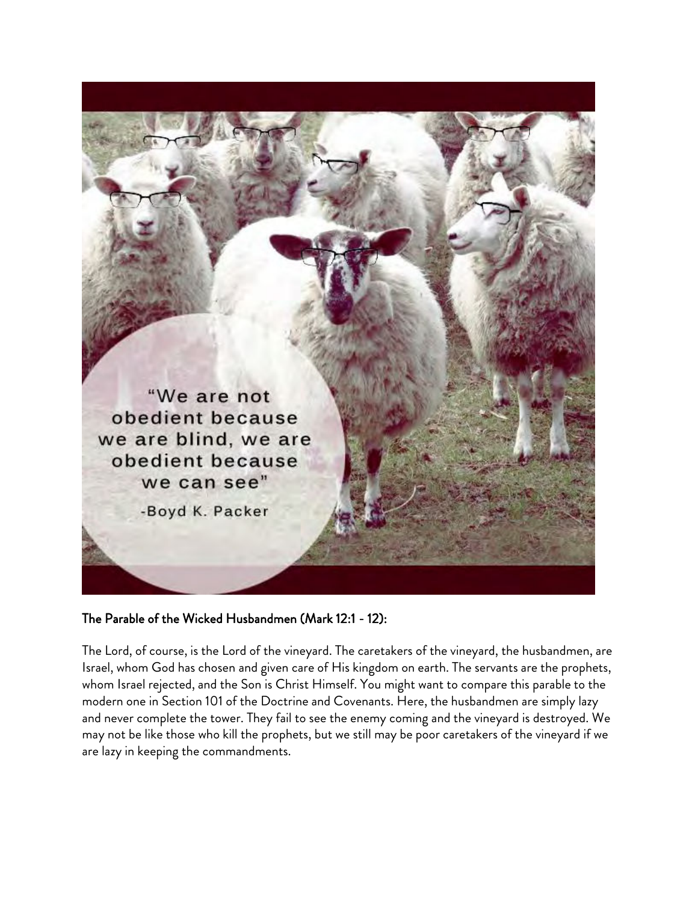"We are not obedient because we are blind, we are obedient because we can see"

-Boyd K. Packer

## The Parable of the Wicked Husbandmen (Mark 12:1 - 12):

The Lord, of course, is the Lord of the vineyard. The caretakers of the vineyard, the husbandmen, are Israel, whom God has chosen and given care of His kingdom on earth. The servants are the prophets, whom Israel rejected, and the Son is Christ Himself. You might want to compare this parable to the modern one in Section 101 of the Doctrine and Covenants. Here, the husbandmen are simply lazy and never complete the tower. They fail to see the enemy coming and the vineyard is destroyed. We may not be like those who kill the prophets, but we still may be poor caretakers of the vineyard if we are lazy in keeping the commandments.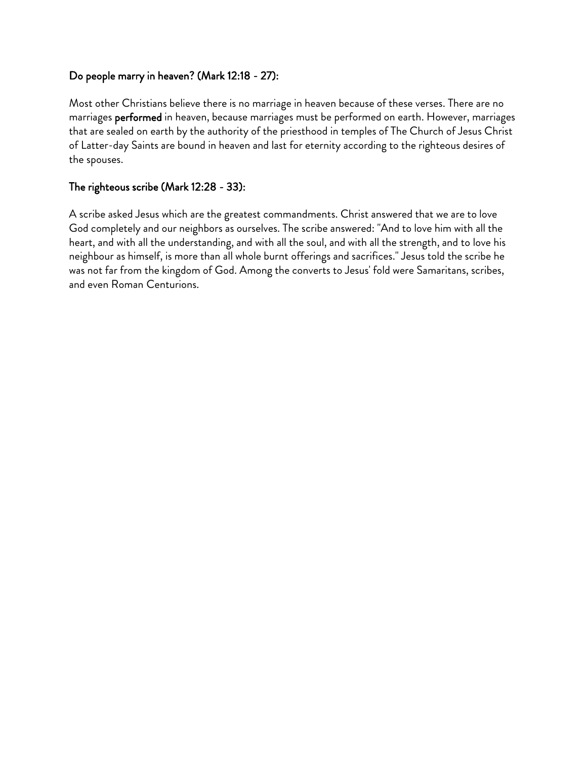### Do people marry in heaven? (Mark 12:18 - 27):

Most other Christians believe there is no marriage in heaven because of these verses. There are no marriages **performed** in heaven, because marriages must be performed on earth. However, marriages that are sealed on earth by the authority of the priesthood in temples of The Church of Jesus Christ of Latter-day Saints are bound in heaven and last for eternity according to the righteous desires of the spouses.

### The righteous scribe (Mark 12:28 - 33):

A scribe asked Jesus which are the greatest commandments. Christ answered that we are to love God completely and our neighbors as ourselves. The scribe answered: "And to love him with all the heart, and with all the understanding, and with all the soul, and with all the strength, and to love his neighbour as himself, is more than all whole burnt offerings and sacrifices." Jesus told the scribe he was not far from the kingdom of God. Among the converts to Jesus' fold were Samaritans, scribes, and even Roman Centurions.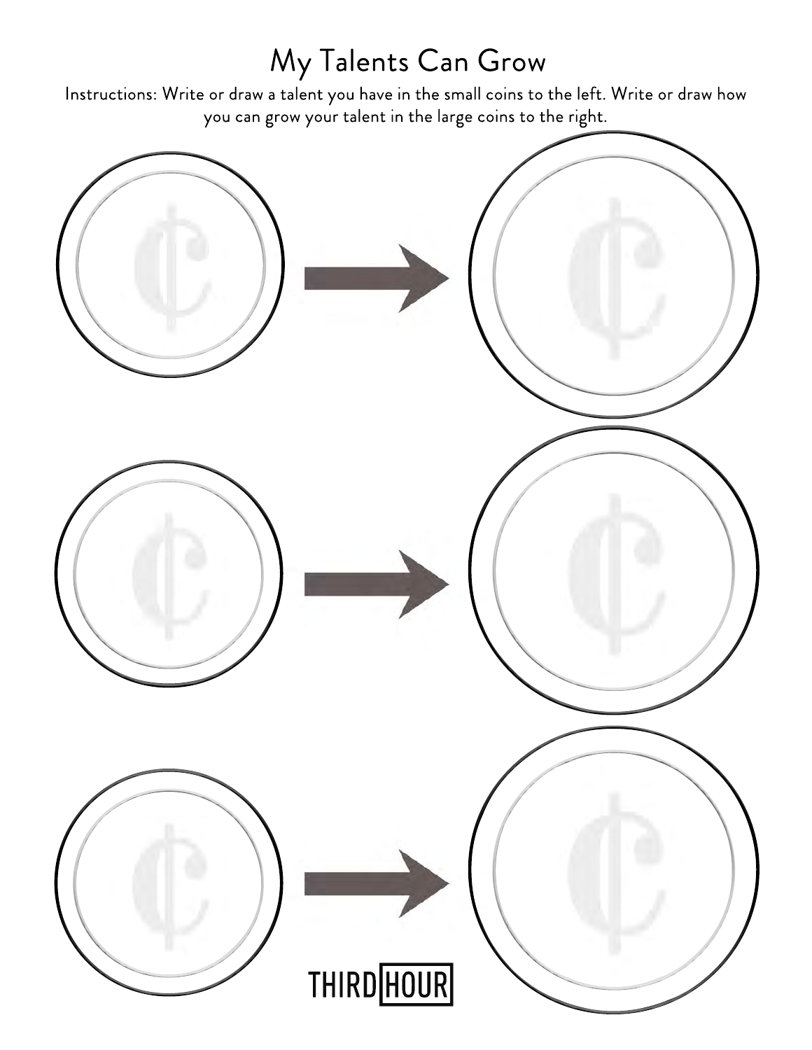# My Talents Can Grow

Instructions: Write or draw a talent you have in the small coins to the left. Write or draw how you can grow your talent in the large coins to the right.

THIRD HOUR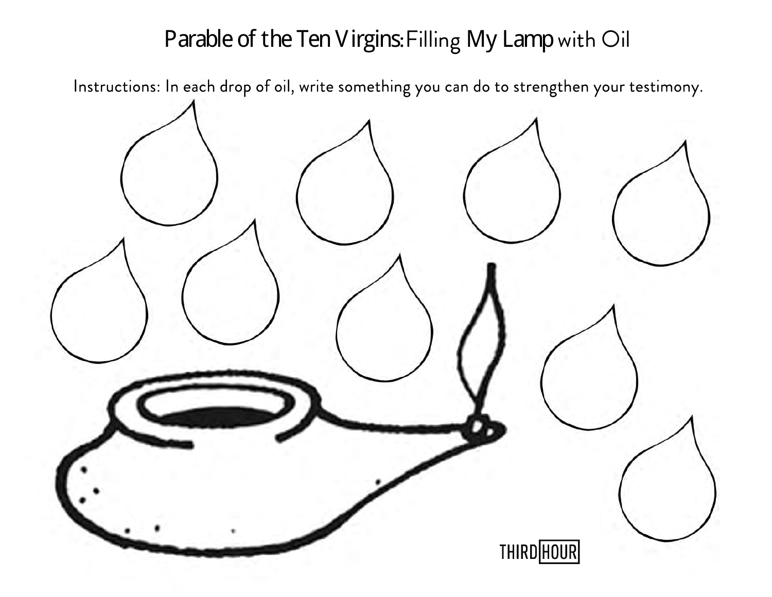# Parable of the Ten Virgins: Filling My Lamp with Oil

Instructions: In each drop of oil, write something you can do to strengthen your testimony.

THIRD HOUR